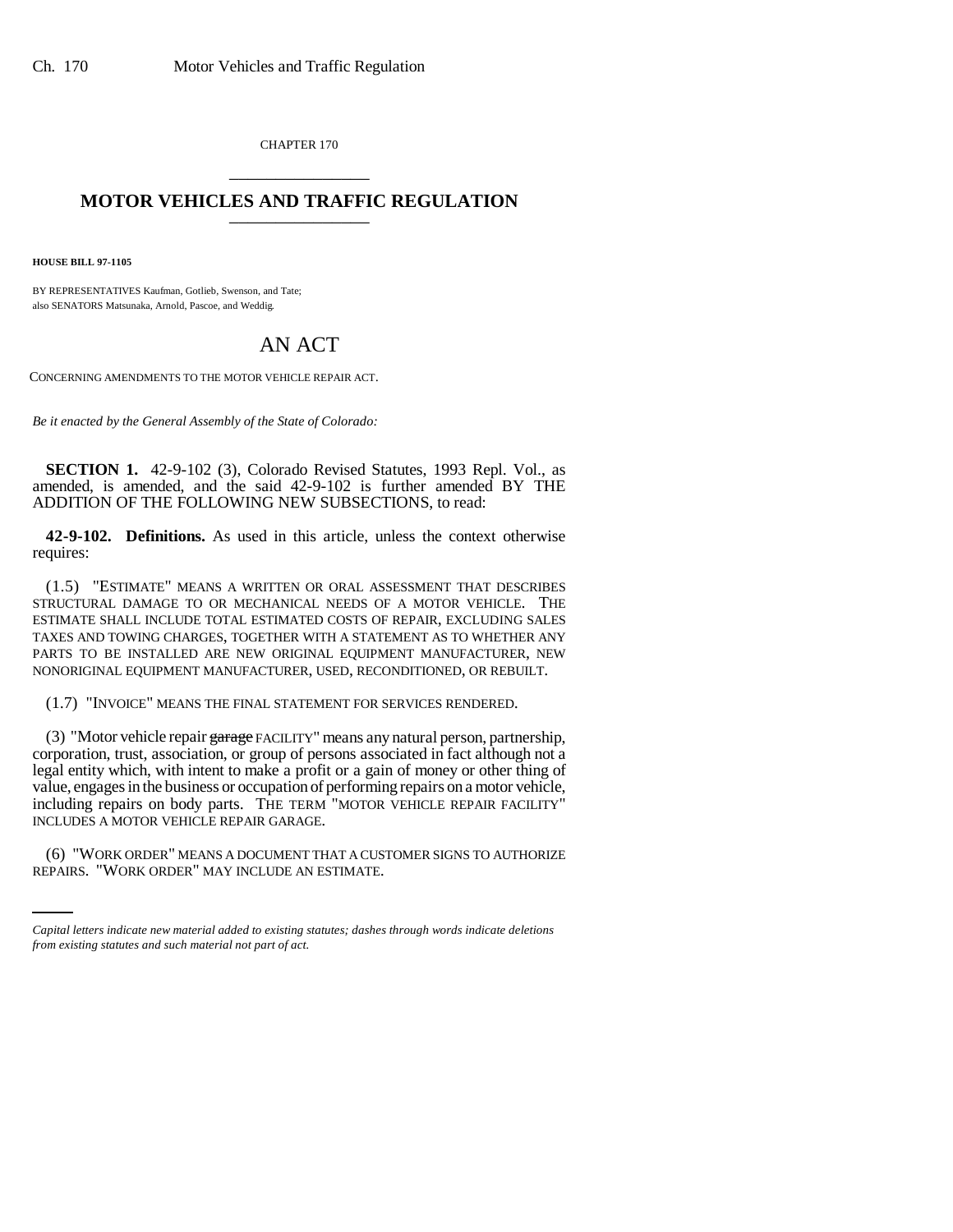CHAPTER 170

# MOTOR VEHICLES AND TRAFFIC REGULATION

**HOUSE BILL 97-1105**

BY REPRESENTATIVES Kaufman, Gotlieb, Swenson, and Tate;
also SENATORS Matsunaka, Arnold, Pascoe, and Weddig.

## AN ACT

CONCERNING AMENDMENTS TO THE MOTOR VEHICLE REPAIR ACT.

*Be it enacted by the General Assembly of the State of Colorado:*

**SECTION 1.** 42-9-102 (3), Colorado Revised Statutes, 1993 Repl. Vol., as amended, is amended, and the said 42-9-102 is further amended BY THE ADDITION OF THE FOLLOWING NEW SUBSECTIONS, to read:

**42-9-102. Definitions.** As used in this article, unless the context otherwise requires:

(1.5) "ESTIMATE" MEANS A WRITTEN OR ORAL ASSESSMENT THAT DESCRIBES STRUCTURAL DAMAGE TO OR MECHANICAL NEEDS OF A MOTOR VEHICLE. THE ESTIMATE SHALL INCLUDE TOTAL ESTIMATED COSTS OF REPAIR, EXCLUDING SALES TAXES AND TOWING CHARGES, TOGETHER WITH A STATEMENT AS TO WHETHER ANY PARTS TO BE INSTALLED ARE NEW ORIGINAL EQUIPMENT MANUFACTURER, NEW NONORIGINAL EQUIPMENT MANUFACTURER, USED, RECONDITIONED, OR REBUILT.

(1.7) "INVOICE" MEANS THE FINAL STATEMENT FOR SERVICES RENDERED.

(3) "Motor vehicle repair ~~garage~~ FACILITY" means any natural person, partnership, corporation, trust, association, or group of persons associated in fact although not a legal entity which, with intent to make a profit or a gain of money or other thing of value, engages in the business or occupation of performing repairs on a motor vehicle, including repairs on body parts. THE TERM "MOTOR VEHICLE REPAIR FACILITY" INCLUDES A MOTOR VEHICLE REPAIR GARAGE.

(6) "WORK ORDER" MEANS A DOCUMENT THAT A CUSTOMER SIGNS TO AUTHORIZE REPAIRS. "WORK ORDER" MAY INCLUDE AN ESTIMATE.

*Capital letters indicate new material added to existing statutes; dashes through words indicate deletions from existing statutes and such material not part of act.*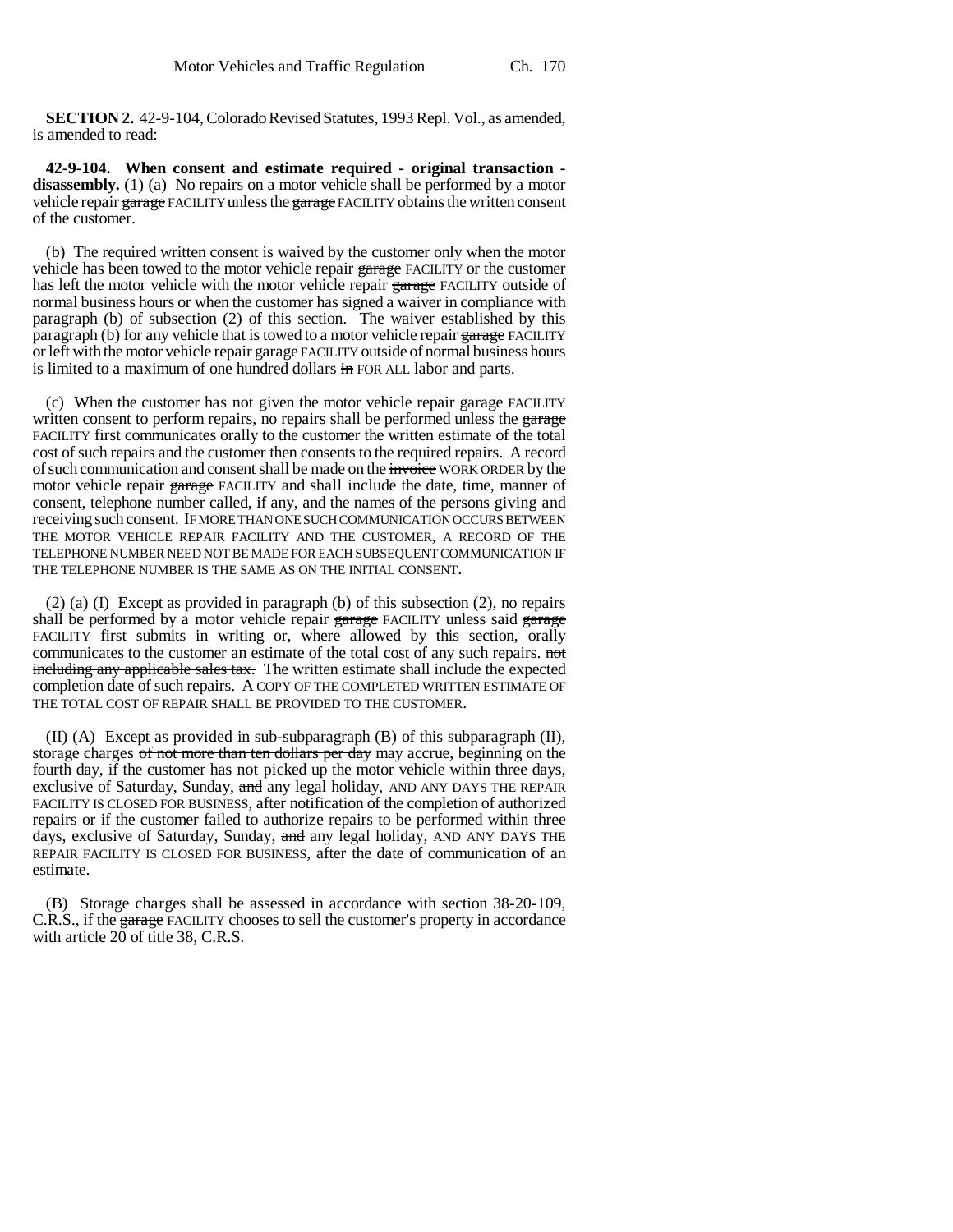**SECTION 2.** 42-9-104, Colorado Revised Statutes, 1993 Repl. Vol., as amended, is amended to read:

**42-9-104. When consent and estimate required - original transaction - disassembly.** (1) (a) No repairs on a motor vehicle shall be performed by a motor vehicle repair ~~garage~~ FACILITY unless the ~~garage~~ FACILITY obtains the written consent of the customer.

(b) The required written consent is waived by the customer only when the motor vehicle has been towed to the motor vehicle repair ~~garage~~ FACILITY or the customer has left the motor vehicle with the motor vehicle repair ~~garage~~ FACILITY outside of normal business hours or when the customer has signed a waiver in compliance with paragraph (b) of subsection (2) of this section. The waiver established by this paragraph (b) for any vehicle that is towed to a motor vehicle repair ~~garage~~ FACILITY or left with the motor vehicle repair ~~garage~~ FACILITY outside of normal business hours is limited to a maximum of one hundred dollars ~~in~~ FOR ALL labor and parts.

(c) When the customer has not given the motor vehicle repair ~~garage~~ FACILITY written consent to perform repairs, no repairs shall be performed unless the ~~garage~~ FACILITY first communicates orally to the customer the written estimate of the total cost of such repairs and the customer then consents to the required repairs. A record of such communication and consent shall be made on the ~~invoice~~ WORK ORDER by the motor vehicle repair ~~garage~~ FACILITY and shall include the date, time, manner of consent, telephone number called, if any, and the names of the persons giving and receiving such consent. IF MORE THAN ONE SUCH COMMUNICATION OCCURS BETWEEN THE MOTOR VEHICLE REPAIR FACILITY AND THE CUSTOMER, A RECORD OF THE TELEPHONE NUMBER NEED NOT BE MADE FOR EACH SUBSEQUENT COMMUNICATION IF THE TELEPHONE NUMBER IS THE SAME AS ON THE INITIAL CONSENT.

(2) (a) (I) Except as provided in paragraph (b) of this subsection (2), no repairs shall be performed by a motor vehicle repair ~~garage~~ FACILITY unless said ~~garage~~ FACILITY first submits in writing or, where allowed by this section, orally communicates to the customer an estimate of the total cost of any such repairs. ~~not including any applicable sales tax.~~ The written estimate shall include the expected completion date of such repairs. A COPY OF THE COMPLETED WRITTEN ESTIMATE OF THE TOTAL COST OF REPAIR SHALL BE PROVIDED TO THE CUSTOMER.

(II) (A) Except as provided in sub-subparagraph (B) of this subparagraph (II), storage charges ~~of not more than ten dollars per day~~ may accrue, beginning on the fourth day, if the customer has not picked up the motor vehicle within three days, exclusive of Saturday, Sunday, ~~and~~ any legal holiday, AND ANY DAYS THE REPAIR FACILITY IS CLOSED FOR BUSINESS, after notification of the completion of authorized repairs or if the customer failed to authorize repairs to be performed within three days, exclusive of Saturday, Sunday, ~~and~~ any legal holiday, AND ANY DAYS THE REPAIR FACILITY IS CLOSED FOR BUSINESS, after the date of communication of an estimate.

(B) Storage charges shall be assessed in accordance with section 38-20-109, C.R.S., if the ~~garage~~ FACILITY chooses to sell the customer's property in accordance with article 20 of title 38, C.R.S.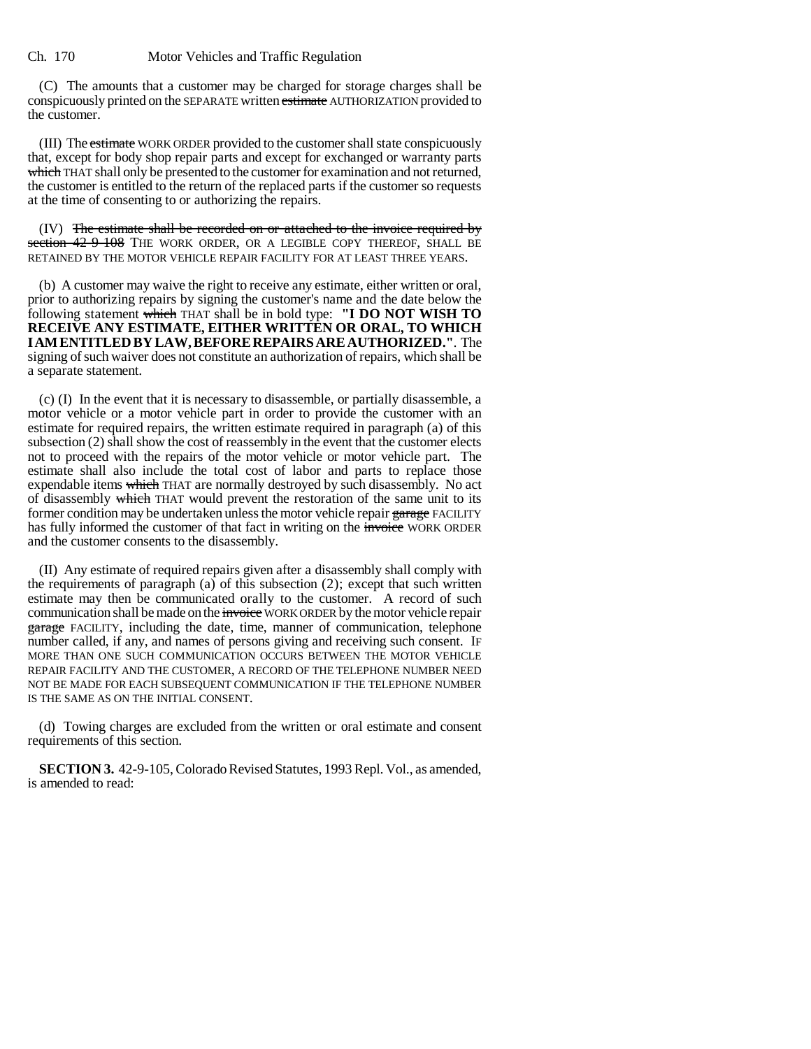(C) The amounts that a customer may be charged for storage charges shall be conspicuously printed on the SEPARATE written ~~estimate~~ AUTHORIZATION provided to the customer.

(III) The ~~estimate~~ WORK ORDER provided to the customer shall state conspicuously that, except for body shop repair parts and except for exchanged or warranty parts ~~which~~ THAT shall only be presented to the customer for examination and not returned, the customer is entitled to the return of the replaced parts if the customer so requests at the time of consenting to or authorizing the repairs.

(IV) ~~The estimate shall be recorded on or attached to the invoice required by section 42-9-108~~ THE WORK ORDER, OR A LEGIBLE COPY THEREOF, SHALL BE RETAINED BY THE MOTOR VEHICLE REPAIR FACILITY FOR AT LEAST THREE YEARS.

(b) A customer may waive the right to receive any estimate, either written or oral, prior to authorizing repairs by signing the customer's name and the date below the following statement ~~which~~ THAT shall be in bold type: **"I DO NOT WISH TO RECEIVE ANY ESTIMATE, EITHER WRITTEN OR ORAL, TO WHICH I AM ENTITLED BY LAW, BEFORE REPAIRS ARE AUTHORIZED."**. The signing of such waiver does not constitute an authorization of repairs, which shall be a separate statement.

(c) (I) In the event that it is necessary to disassemble, or partially disassemble, a motor vehicle or a motor vehicle part in order to provide the customer with an estimate for required repairs, the written estimate required in paragraph (a) of this subsection (2) shall show the cost of reassembly in the event that the customer elects not to proceed with the repairs of the motor vehicle or motor vehicle part. The estimate shall also include the total cost of labor and parts to replace those expendable items ~~which~~ THAT are normally destroyed by such disassembly. No act of disassembly ~~which~~ THAT would prevent the restoration of the same unit to its former condition may be undertaken unless the motor vehicle repair ~~garage~~ FACILITY has fully informed the customer of that fact in writing on the ~~invoice~~ WORK ORDER and the customer consents to the disassembly.

(II) Any estimate of required repairs given after a disassembly shall comply with the requirements of paragraph (a) of this subsection (2); except that such written estimate may then be communicated orally to the customer. A record of such communication shall be made on the ~~invoice~~ WORK ORDER by the motor vehicle repair ~~garage~~ FACILITY, including the date, time, manner of communication, telephone number called, if any, and names of persons giving and receiving such consent. IF MORE THAN ONE SUCH COMMUNICATION OCCURS BETWEEN THE MOTOR VEHICLE REPAIR FACILITY AND THE CUSTOMER, A RECORD OF THE TELEPHONE NUMBER NEED NOT BE MADE FOR EACH SUBSEQUENT COMMUNICATION IF THE TELEPHONE NUMBER IS THE SAME AS ON THE INITIAL CONSENT.

(d) Towing charges are excluded from the written or oral estimate and consent requirements of this section.

**SECTION 3.** 42-9-105, Colorado Revised Statutes, 1993 Repl. Vol., as amended, is amended to read: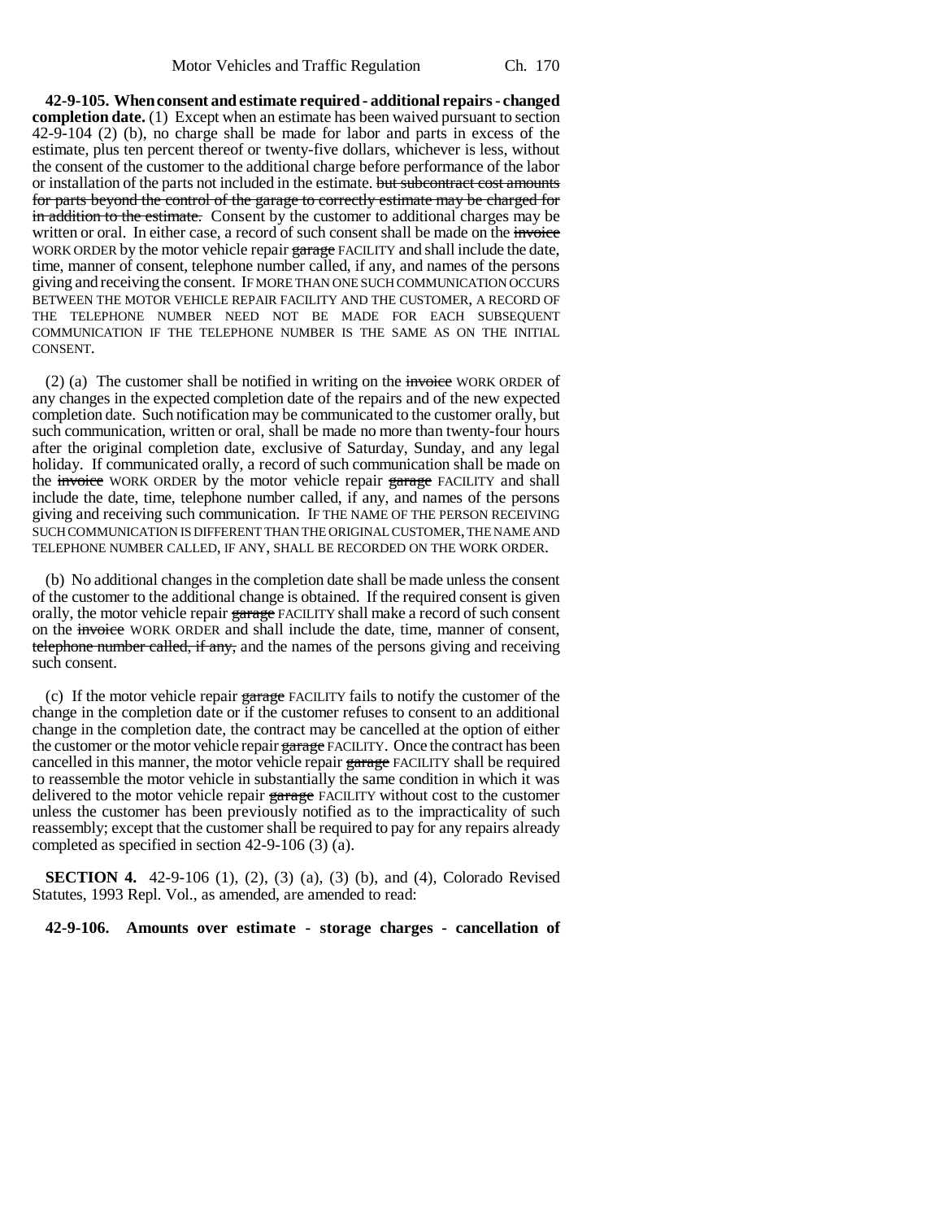**42-9-105. When consent and estimate required - additional repairs - changed completion date.** (1) Except when an estimate has been waived pursuant to section 42-9-104 (2) (b), no charge shall be made for labor and parts in excess of the estimate, plus ten percent thereof or twenty-five dollars, whichever is less, without the consent of the customer to the additional charge before performance of the labor or installation of the parts not included in the estimate. ~~but subcontract cost amounts for parts beyond the control of the garage to correctly estimate may be charged for in addition to the estimate.~~ Consent by the customer to additional charges may be written or oral. In either case, a record of such consent shall be made on the ~~invoice~~ WORK ORDER by the motor vehicle repair ~~garage~~ FACILITY and shall include the date, time, manner of consent, telephone number called, if any, and names of the persons giving and receiving the consent. IF MORE THAN ONE SUCH COMMUNICATION OCCURS BETWEEN THE MOTOR VEHICLE REPAIR FACILITY AND THE CUSTOMER, A RECORD OF THE TELEPHONE NUMBER NEED NOT BE MADE FOR EACH SUBSEQUENT COMMUNICATION IF THE TELEPHONE NUMBER IS THE SAME AS ON THE INITIAL CONSENT.

(2) (a) The customer shall be notified in writing on the ~~invoice~~ WORK ORDER of any changes in the expected completion date of the repairs and of the new expected completion date. Such notification may be communicated to the customer orally, but such communication, written or oral, shall be made no more than twenty-four hours after the original completion date, exclusive of Saturday, Sunday, and any legal holiday. If communicated orally, a record of such communication shall be made on the ~~invoice~~ WORK ORDER by the motor vehicle repair ~~garage~~ FACILITY and shall include the date, time, telephone number called, if any, and names of the persons giving and receiving such communication. IF THE NAME OF THE PERSON RECEIVING SUCH COMMUNICATION IS DIFFERENT THAN THE ORIGINAL CUSTOMER, THE NAME AND TELEPHONE NUMBER CALLED, IF ANY, SHALL BE RECORDED ON THE WORK ORDER.

(b) No additional changes in the completion date shall be made unless the consent of the customer to the additional change is obtained. If the required consent is given orally, the motor vehicle repair ~~garage~~ FACILITY shall make a record of such consent on the ~~invoice~~ WORK ORDER and shall include the date, time, manner of consent, ~~telephone number called, if any,~~ and the names of the persons giving and receiving such consent.

(c) If the motor vehicle repair ~~garage~~ FACILITY fails to notify the customer of the change in the completion date or if the customer refuses to consent to an additional change in the completion date, the contract may be cancelled at the option of either the customer or the motor vehicle repair ~~garage~~ FACILITY. Once the contract has been cancelled in this manner, the motor vehicle repair ~~garage~~ FACILITY shall be required to reassemble the motor vehicle in substantially the same condition in which it was delivered to the motor vehicle repair ~~garage~~ FACILITY without cost to the customer unless the customer has been previously notified as to the impracticality of such reassembly; except that the customer shall be required to pay for any repairs already completed as specified in section 42-9-106 (3) (a).

**SECTION 4.** 42-9-106 (1), (2), (3) (a), (3) (b), and (4), Colorado Revised Statutes, 1993 Repl. Vol., as amended, are amended to read:

**42-9-106. Amounts over estimate - storage charges - cancellation of**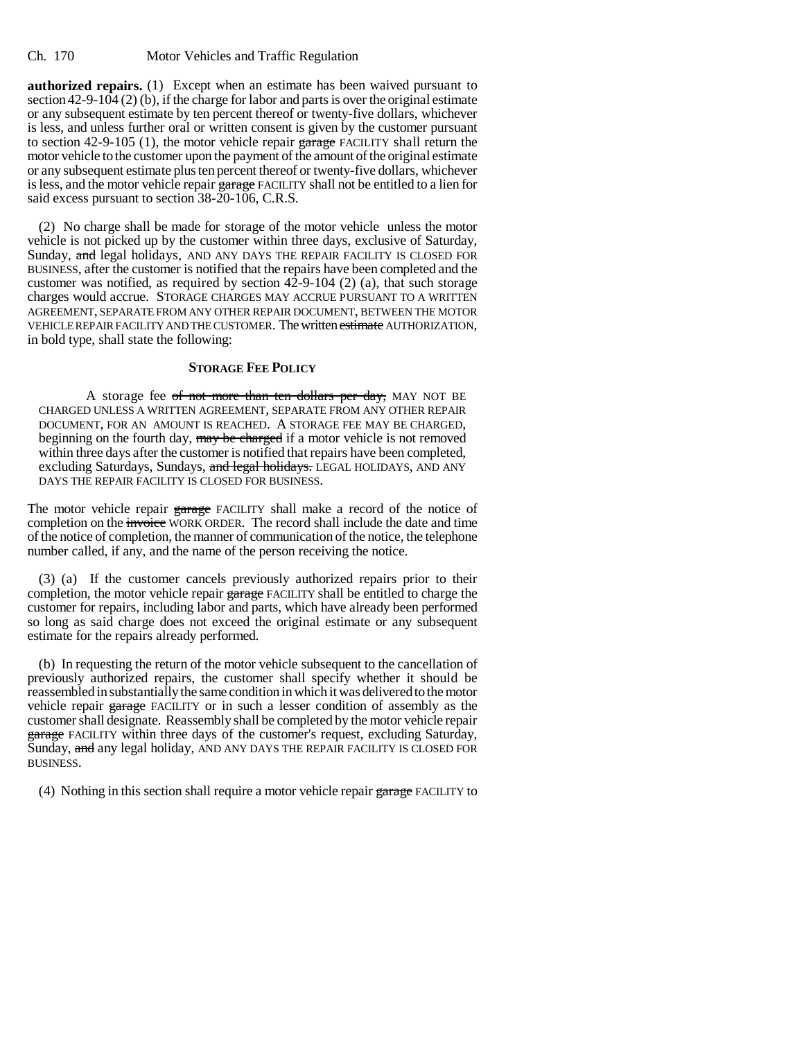**authorized repairs.** (1) Except when an estimate has been waived pursuant to section 42-9-104 (2) (b), if the charge for labor and parts is over the original estimate or any subsequent estimate by ten percent thereof or twenty-five dollars, whichever is less, and unless further oral or written consent is given by the customer pursuant to section 42-9-105 (1), the motor vehicle repair ~~garage~~ FACILITY shall return the motor vehicle to the customer upon the payment of the amount of the original estimate or any subsequent estimate plus ten percent thereof or twenty-five dollars, whichever is less, and the motor vehicle repair ~~garage~~ FACILITY shall not be entitled to a lien for said excess pursuant to section 38-20-106, C.R.S.

(2) No charge shall be made for storage of the motor vehicle unless the motor vehicle is not picked up by the customer within three days, exclusive of Saturday, Sunday, ~~and~~ legal holidays, AND ANY DAYS THE REPAIR FACILITY IS CLOSED FOR BUSINESS, after the customer is notified that the repairs have been completed and the customer was notified, as required by section 42-9-104 (2) (a), that such storage charges would accrue. STORAGE CHARGES MAY ACCRUE PURSUANT TO A WRITTEN AGREEMENT, SEPARATE FROM ANY OTHER REPAIR DOCUMENT, BETWEEN THE MOTOR VEHICLE REPAIR FACILITY AND THE CUSTOMER. The written ~~estimate~~ AUTHORIZATION, in bold type, shall state the following:

**STORAGE FEE POLICY**

A storage fee ~~of not more than ten dollars per day,~~ MAY NOT BE CHARGED UNLESS A WRITTEN AGREEMENT, SEPARATE FROM ANY OTHER REPAIR DOCUMENT, FOR AN AMOUNT IS REACHED. A STORAGE FEE MAY BE CHARGED, beginning on the fourth day, ~~may be charged~~ if a motor vehicle is not removed within three days after the customer is notified that repairs have been completed, excluding Saturdays, Sundays, ~~and legal holidays.~~ LEGAL HOLIDAYS, AND ANY DAYS THE REPAIR FACILITY IS CLOSED FOR BUSINESS.

The motor vehicle repair ~~garage~~ FACILITY shall make a record of the notice of completion on the ~~invoice~~ WORK ORDER. The record shall include the date and time of the notice of completion, the manner of communication of the notice, the telephone number called, if any, and the name of the person receiving the notice.

(3) (a) If the customer cancels previously authorized repairs prior to their completion, the motor vehicle repair ~~garage~~ FACILITY shall be entitled to charge the customer for repairs, including labor and parts, which have already been performed so long as said charge does not exceed the original estimate or any subsequent estimate for the repairs already performed.

(b) In requesting the return of the motor vehicle subsequent to the cancellation of previously authorized repairs, the customer shall specify whether it should be reassembled in substantially the same condition in which it was delivered to the motor vehicle repair ~~garage~~ FACILITY or in such a lesser condition of assembly as the customer shall designate. Reassembly shall be completed by the motor vehicle repair ~~garage~~ FACILITY within three days of the customer's request, excluding Saturday, Sunday, ~~and~~ any legal holiday, AND ANY DAYS THE REPAIR FACILITY IS CLOSED FOR BUSINESS.

(4) Nothing in this section shall require a motor vehicle repair ~~garage~~ FACILITY to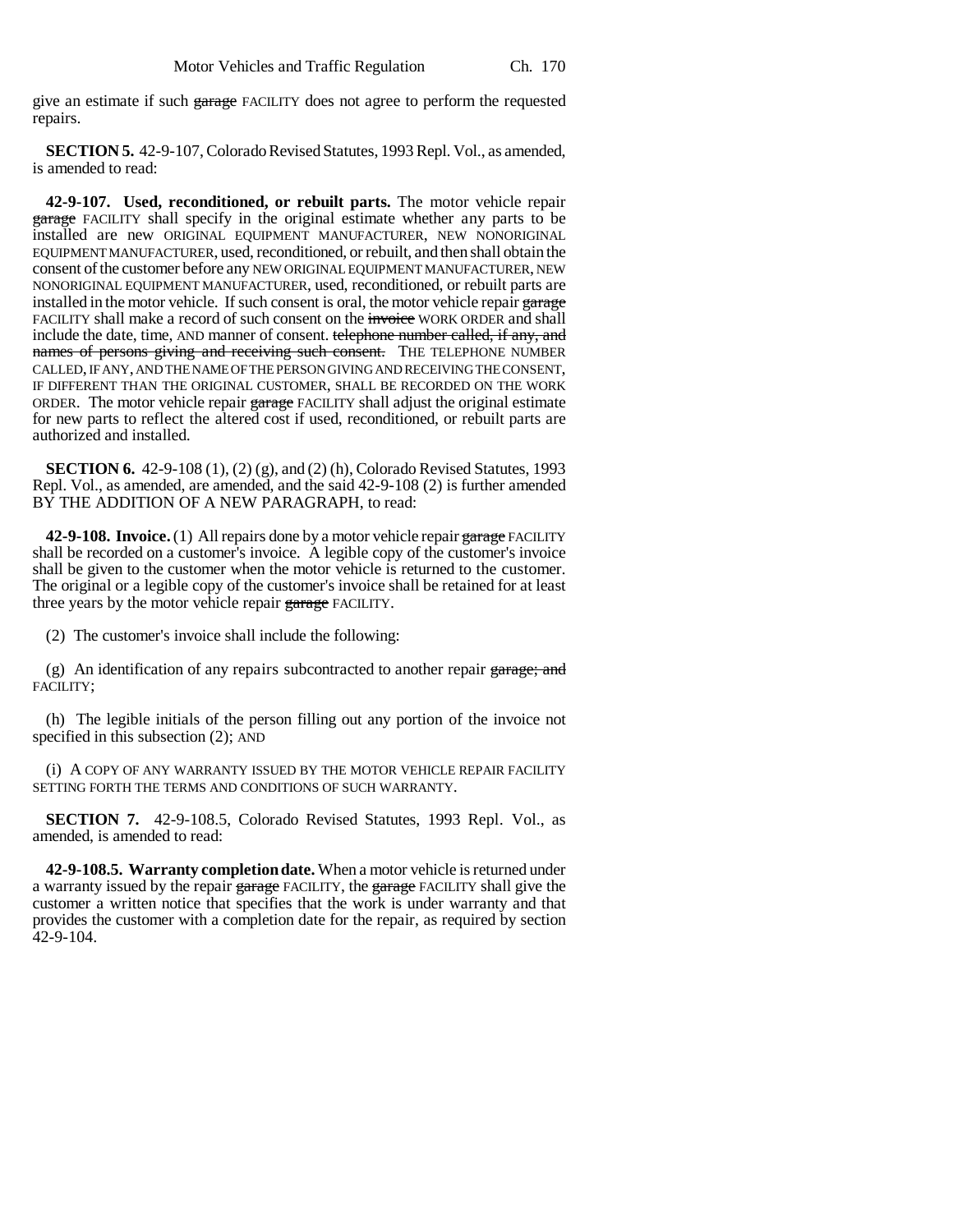give an estimate if such ~~garage~~ FACILITY does not agree to perform the requested repairs.

**SECTION 5.** 42-9-107, Colorado Revised Statutes, 1993 Repl. Vol., as amended, is amended to read:

**42-9-107. Used, reconditioned, or rebuilt parts.** The motor vehicle repair ~~garage~~ FACILITY shall specify in the original estimate whether any parts to be installed are new ORIGINAL EQUIPMENT MANUFACTURER, NEW NONORIGINAL EQUIPMENT MANUFACTURER, used, reconditioned, or rebuilt, and then shall obtain the consent of the customer before any NEW ORIGINAL EQUIPMENT MANUFACTURER, NEW NONORIGINAL EQUIPMENT MANUFACTURER, used, reconditioned, or rebuilt parts are installed in the motor vehicle. If such consent is oral, the motor vehicle repair ~~garage~~ FACILITY shall make a record of such consent on the ~~invoice~~ WORK ORDER and shall include the date, time, AND manner of consent. ~~telephone number called, if any, and names of persons giving and receiving such consent.~~ THE TELEPHONE NUMBER CALLED, IF ANY, AND THE NAME OF THE PERSON GIVING AND RECEIVING THE CONSENT, IF DIFFERENT THAN THE ORIGINAL CUSTOMER, SHALL BE RECORDED ON THE WORK ORDER. The motor vehicle repair ~~garage~~ FACILITY shall adjust the original estimate for new parts to reflect the altered cost if used, reconditioned, or rebuilt parts are authorized and installed.

**SECTION 6.** 42-9-108 (1), (2) (g), and (2) (h), Colorado Revised Statutes, 1993 Repl. Vol., as amended, are amended, and the said 42-9-108 (2) is further amended BY THE ADDITION OF A NEW PARAGRAPH, to read:

**42-9-108. Invoice.** (1) All repairs done by a motor vehicle repair ~~garage~~ FACILITY shall be recorded on a customer's invoice. A legible copy of the customer's invoice shall be given to the customer when the motor vehicle is returned to the customer. The original or a legible copy of the customer's invoice shall be retained for at least three years by the motor vehicle repair ~~garage~~ FACILITY.

(2) The customer's invoice shall include the following:

(g) An identification of any repairs subcontracted to another repair ~~garage; and~~ FACILITY;

(h) The legible initials of the person filling out any portion of the invoice not specified in this subsection (2); AND

(i) A COPY OF ANY WARRANTY ISSUED BY THE MOTOR VEHICLE REPAIR FACILITY SETTING FORTH THE TERMS AND CONDITIONS OF SUCH WARRANTY.

**SECTION 7.** 42-9-108.5, Colorado Revised Statutes, 1993 Repl. Vol., as amended, is amended to read:

**42-9-108.5. Warranty completion date.** When a motor vehicle is returned under a warranty issued by the repair ~~garage~~ FACILITY, the ~~garage~~ FACILITY shall give the customer a written notice that specifies that the work is under warranty and that provides the customer with a completion date for the repair, as required by section 42-9-104.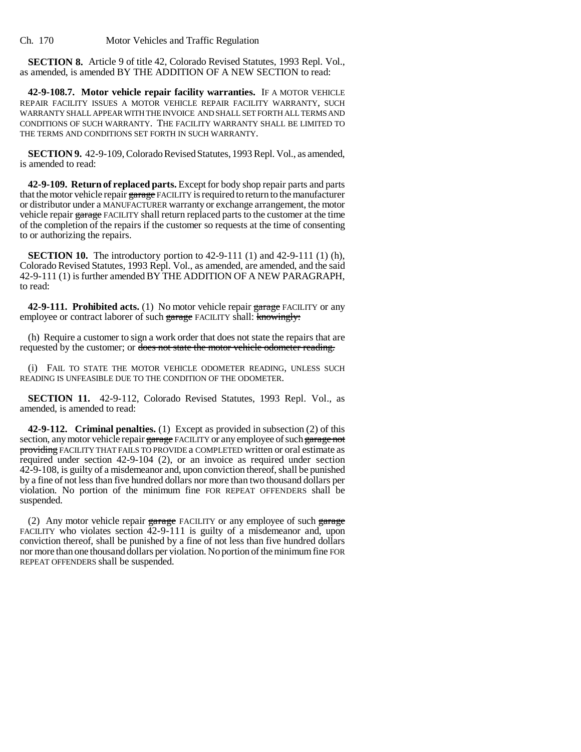**SECTION 8.** Article 9 of title 42, Colorado Revised Statutes, 1993 Repl. Vol., as amended, is amended BY THE ADDITION OF A NEW SECTION to read:

**42-9-108.7. Motor vehicle repair facility warranties.** IF A MOTOR VEHICLE REPAIR FACILITY ISSUES A MOTOR VEHICLE REPAIR FACILITY WARRANTY, SUCH WARRANTY SHALL APPEAR WITH THE INVOICE AND SHALL SET FORTH ALL TERMS AND CONDITIONS OF SUCH WARRANTY. THE FACILITY WARRANTY SHALL BE LIMITED TO THE TERMS AND CONDITIONS SET FORTH IN SUCH WARRANTY.

**SECTION 9.** 42-9-109, Colorado Revised Statutes, 1993 Repl. Vol., as amended, is amended to read:

**42-9-109. Return of replaced parts.** Except for body shop repair parts and parts that the motor vehicle repair ~~garage~~ FACILITY is required to return to the manufacturer or distributor under a MANUFACTURER warranty or exchange arrangement, the motor vehicle repair ~~garage~~ FACILITY shall return replaced parts to the customer at the time of the completion of the repairs if the customer so requests at the time of consenting to or authorizing the repairs.

**SECTION 10.** The introductory portion to 42-9-111 (1) and 42-9-111 (1) (h), Colorado Revised Statutes, 1993 Repl. Vol., as amended, are amended, and the said 42-9-111 (1) is further amended BY THE ADDITION OF A NEW PARAGRAPH, to read:

**42-9-111. Prohibited acts.** (1) No motor vehicle repair ~~garage~~ FACILITY or any employee or contract laborer of such ~~garage~~ FACILITY shall: ~~knowingly:~~

(h) Require a customer to sign a work order that does not state the repairs that are requested by the customer; or ~~does not state the motor vehicle odometer reading.~~

(i) FAIL TO STATE THE MOTOR VEHICLE ODOMETER READING, UNLESS SUCH READING IS UNFEASIBLE DUE TO THE CONDITION OF THE ODOMETER.

**SECTION 11.** 42-9-112, Colorado Revised Statutes, 1993 Repl. Vol., as amended, is amended to read:

**42-9-112. Criminal penalties.** (1) Except as provided in subsection (2) of this section, any motor vehicle repair ~~garage~~ FACILITY or any employee of such ~~garage not providing~~ FACILITY THAT FAILS TO PROVIDE a COMPLETED written or oral estimate as required under section 42-9-104 (2), or an invoice as required under section 42-9-108, is guilty of a misdemeanor and, upon conviction thereof, shall be punished by a fine of not less than five hundred dollars nor more than two thousand dollars per violation. No portion of the minimum fine FOR REPEAT OFFENDERS shall be suspended.

(2) Any motor vehicle repair ~~garage~~ FACILITY or any employee of such ~~garage~~ FACILITY who violates section 42-9-111 is guilty of a misdemeanor and, upon conviction thereof, shall be punished by a fine of not less than five hundred dollars nor more than one thousand dollars per violation. No portion of the minimum fine FOR REPEAT OFFENDERS shall be suspended.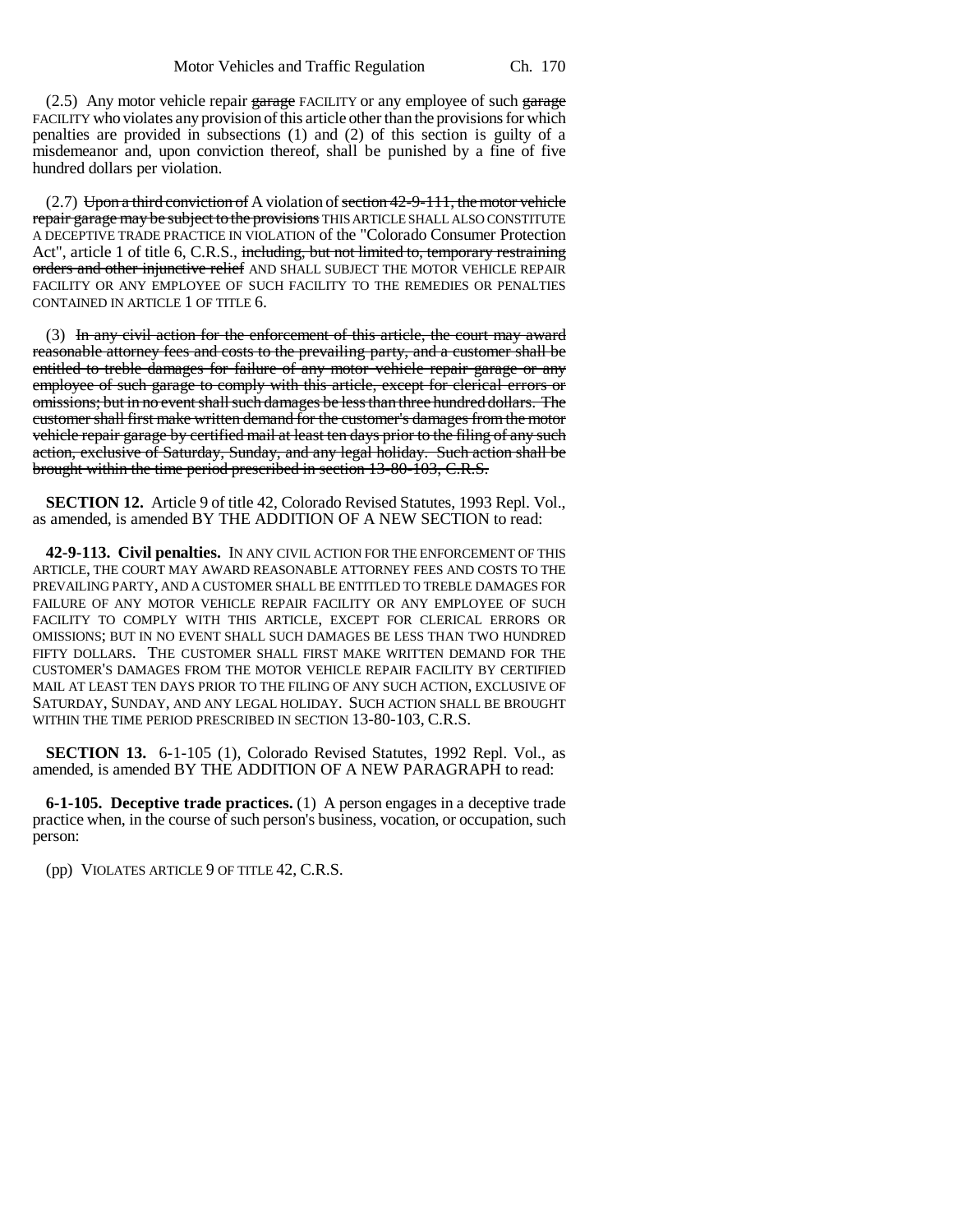(2.5) Any motor vehicle repair ~~garage~~ FACILITY or any employee of such ~~garage~~ FACILITY who violates any provision of this article other than the provisions for which penalties are provided in subsections (1) and (2) of this section is guilty of a misdemeanor and, upon conviction thereof, shall be punished by a fine of five hundred dollars per violation.

(2.7) ~~Upon a third conviction of~~ A violation of ~~section 42-9-111, the motor vehicle repair garage may be subject to the provisions~~ THIS ARTICLE SHALL ALSO CONSTITUTE A DECEPTIVE TRADE PRACTICE IN VIOLATION of the "Colorado Consumer Protection Act", article 1 of title 6, C.R.S., ~~including, but not limited to, temporary restraining orders and other injunctive relief~~ AND SHALL SUBJECT THE MOTOR VEHICLE REPAIR FACILITY OR ANY EMPLOYEE OF SUCH FACILITY TO THE REMEDIES OR PENALTIES CONTAINED IN ARTICLE 1 OF TITLE 6.

(3) ~~In any civil action for the enforcement of this article, the court may award reasonable attorney fees and costs to the prevailing party, and a customer shall be entitled to treble damages for failure of any motor vehicle repair garage or any employee of such garage to comply with this article, except for clerical errors or omissions; but in no event shall such damages be less than three hundred dollars. The customer shall first make written demand for the customer's damages from the motor vehicle repair garage by certified mail at least ten days prior to the filing of any such action, exclusive of Saturday, Sunday, and any legal holiday. Such action shall be brought within the time period prescribed in section 13-80-103, C.R.S.~~

**SECTION 12.** Article 9 of title 42, Colorado Revised Statutes, 1993 Repl. Vol., as amended, is amended BY THE ADDITION OF A NEW SECTION to read:

**42-9-113. Civil penalties.** IN ANY CIVIL ACTION FOR THE ENFORCEMENT OF THIS ARTICLE, THE COURT MAY AWARD REASONABLE ATTORNEY FEES AND COSTS TO THE PREVAILING PARTY, AND A CUSTOMER SHALL BE ENTITLED TO TREBLE DAMAGES FOR FAILURE OF ANY MOTOR VEHICLE REPAIR FACILITY OR ANY EMPLOYEE OF SUCH FACILITY TO COMPLY WITH THIS ARTICLE, EXCEPT FOR CLERICAL ERRORS OR OMISSIONS; BUT IN NO EVENT SHALL SUCH DAMAGES BE LESS THAN TWO HUNDRED FIFTY DOLLARS. THE CUSTOMER SHALL FIRST MAKE WRITTEN DEMAND FOR THE CUSTOMER'S DAMAGES FROM THE MOTOR VEHICLE REPAIR FACILITY BY CERTIFIED MAIL AT LEAST TEN DAYS PRIOR TO THE FILING OF ANY SUCH ACTION, EXCLUSIVE OF SATURDAY, SUNDAY, AND ANY LEGAL HOLIDAY. SUCH ACTION SHALL BE BROUGHT WITHIN THE TIME PERIOD PRESCRIBED IN SECTION 13-80-103, C.R.S.

**SECTION 13.** 6-1-105 (1), Colorado Revised Statutes, 1992 Repl. Vol., as amended, is amended BY THE ADDITION OF A NEW PARAGRAPH to read:

**6-1-105. Deceptive trade practices.** (1) A person engages in a deceptive trade practice when, in the course of such person's business, vocation, or occupation, such person:

(pp) VIOLATES ARTICLE 9 OF TITLE 42, C.R.S.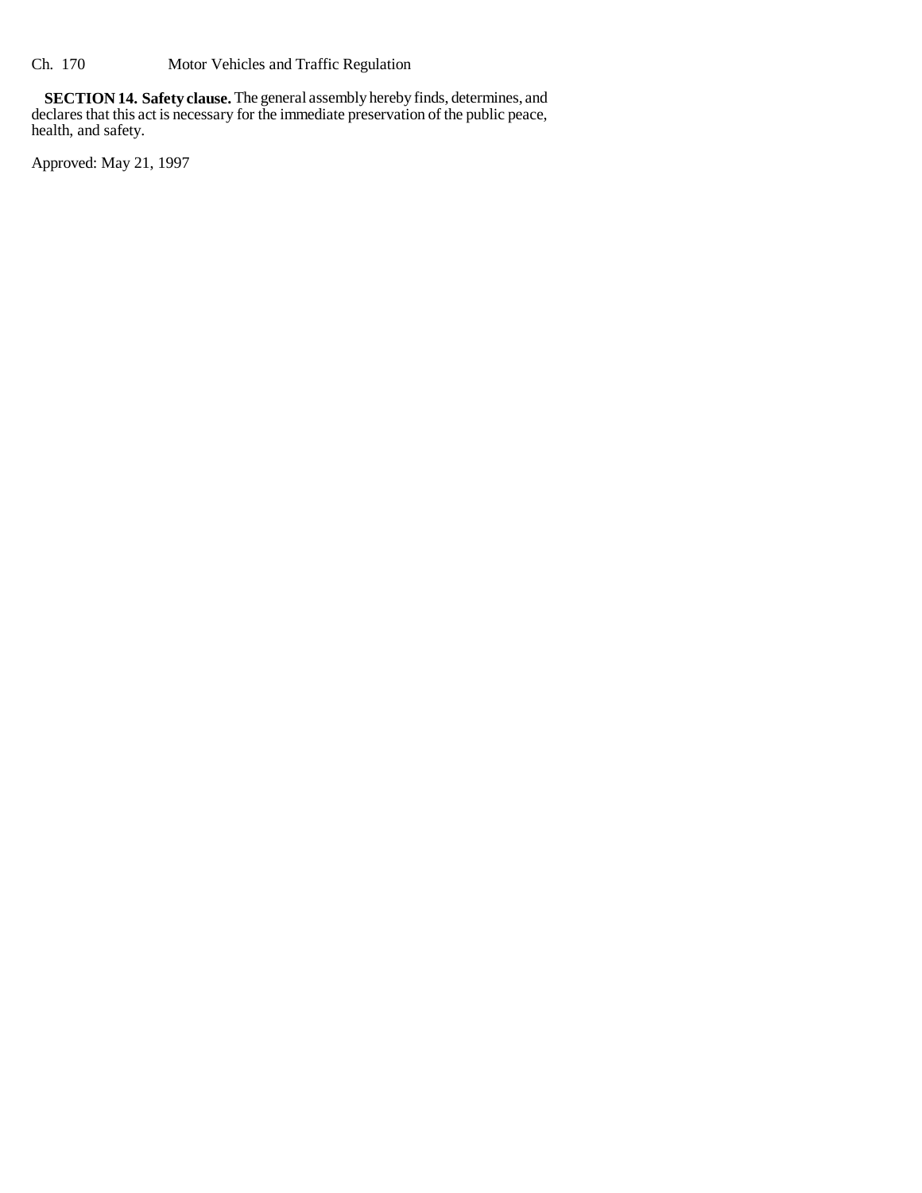**SECTION 14. Safety clause.** The general assembly hereby finds, determines, and declares that this act is necessary for the immediate preservation of the public peace, health, and safety.

Approved: May 21, 1997